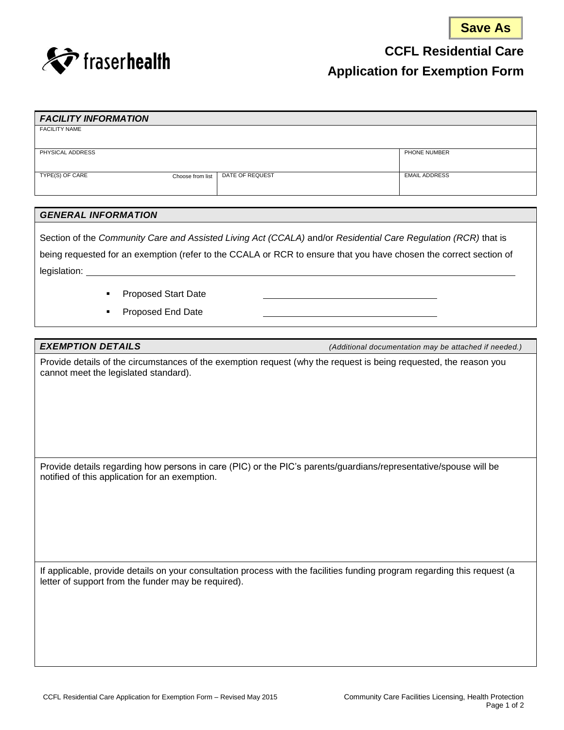Save As

# CCFL Residential Care
# Application for Exemption Form

| *FACILITY INFORMATION* | | | |
|---|---|---|---|
| FACILITY NAME | | | |
| PHYSICAL ADDRESS | | | PHONE NUMBER |
| TYPE(S) OF CARE | Choose from list | DATE OF REQUEST | EMAIL ADDRESS |

## *GENERAL INFORMATION*

Section of the *Community Care and Assisted Living Act (CCALA)* and/or *Residential Care Regulation (RCR)* that is being requested for an exemption (refer to the CCALA or RCR to ensure that you have chosen the correct section of legislation: ______________________________

- Proposed Start Date ______________________
- Proposed End Date ______________________

## *EXEMPTION DETAILS*

*(Additional documentation may be attached if needed.)*

Provide details of the circumstances of the exemption request (why the request is being requested, the reason you cannot meet the legislated standard).

Provide details regarding how persons in care (PIC) or the PIC's parents/guardians/representative/spouse will be notified of this application for an exemption.

If applicable, provide details on your consultation process with the facilities funding program regarding this request (a letter of support from the funder may be required).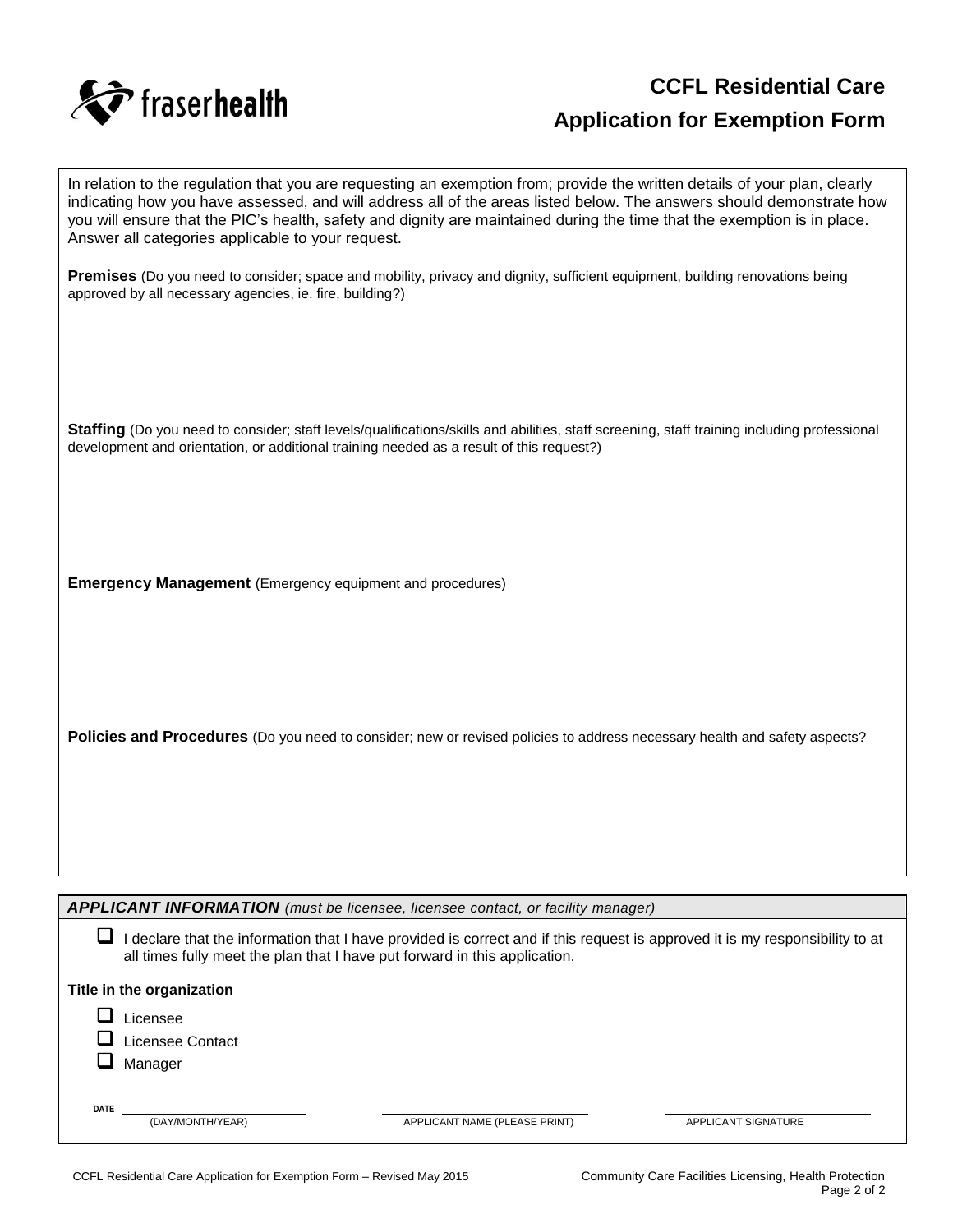# CCFL Residential Care

## Application for Exemption Form

In relation to the regulation that you are requesting an exemption from; provide the written details of your plan, clearly indicating how you have assessed, and will address all of the areas listed below. The answers should demonstrate how you will ensure that the PIC's health, safety and dignity are maintained during the time that the exemption is in place. Answer all categories applicable to your request.

**Premises** (Do you need to consider; space and mobility, privacy and dignity, sufficient equipment, building renovations being approved by all necessary agencies, ie. fire, building?)

**Staffing** (Do you need to consider; staff levels/qualifications/skills and abilities, staff screening, staff training including professional development and orientation, or additional training needed as a result of this request?)

**Emergency Management** (Emergency equipment and procedures)

**Policies and Procedures** (Do you need to consider; new or revised policies to address necessary health and safety aspects?

### *APPLICANT INFORMATION* *(must be licensee, licensee contact, or facility manager)*

- ☐ I declare that the information that I have provided is correct and if this request is approved it is my responsibility to at all times fully meet the plan that I have put forward in this application.

**Title in the organization**

- ☐ Licensee
- ☐ Licensee Contact
- ☐ Manager

DATE ______________________ (DAY/MONTH/YEAR)

______________________ APPLICANT NAME (PLEASE PRINT)

______________________ APPLICANT SIGNATURE

CCFL Residential Care Application for Exemption Form – Revised May 2015

Community Care Facilities Licensing, Health Protection